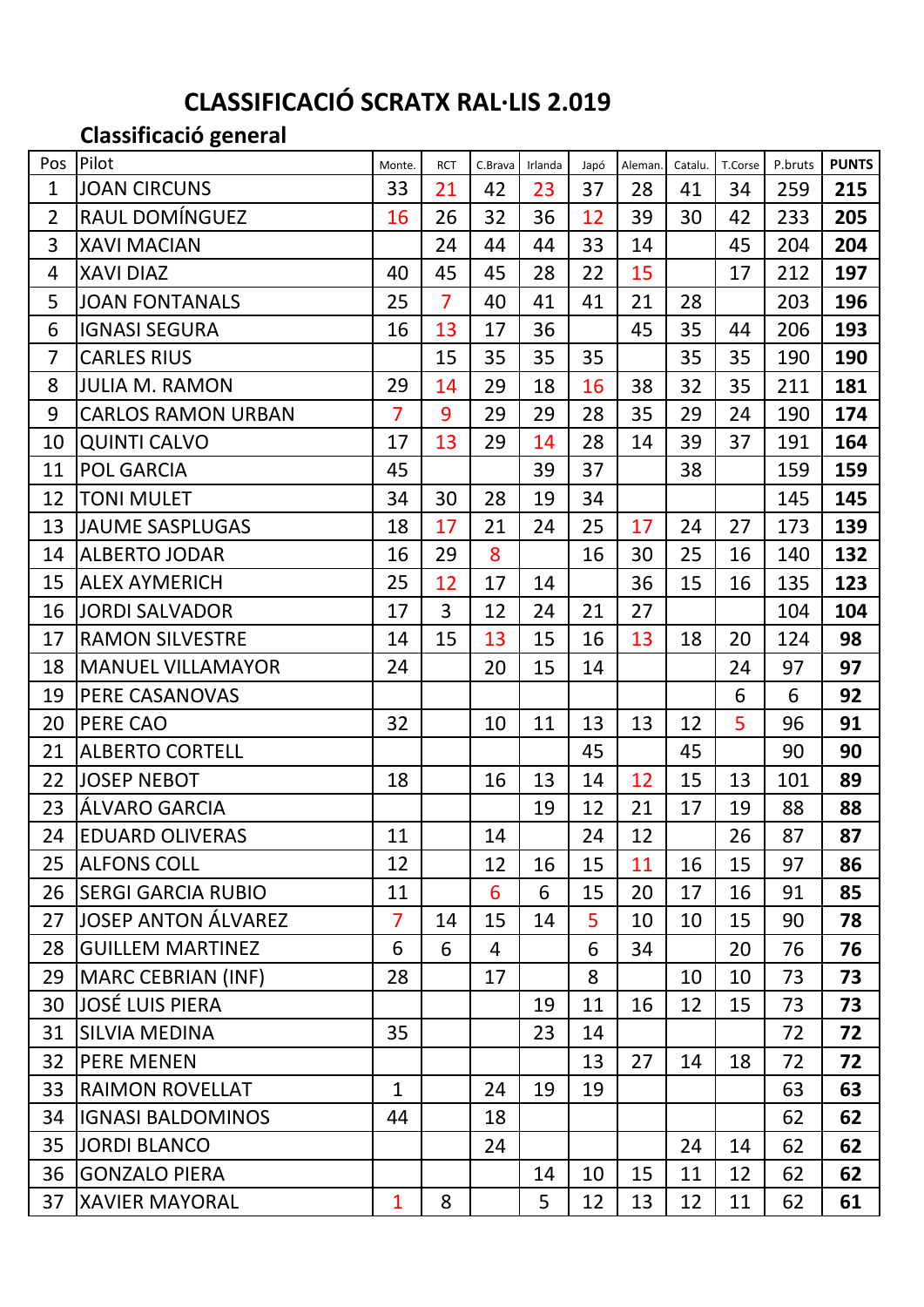# CLASSIFICACIÓ SCRATX RAL·LIS 2.019

## Classificació general

| Pos | Pilot | Monte. | RCT | C.Brava | Irlanda | Japó | Aleman. | Catalu. | T.Corse | P.bruts | PUNTS |
|---|---|---|---|---|---|---|---|---|---|---|---|
| 1 | JOAN CIRCUNS | 33 | 21 | 42 | 23 | 37 | 28 | 41 | 34 | 259 | **215** |
| 2 | RAUL DOMÍNGUEZ | 16 | 26 | 32 | 36 | 12 | 39 | 30 | 42 | 233 | **205** |
| 3 | XAVI MACIAN | | 24 | 44 | 44 | 33 | 14 | | 45 | 204 | **204** |
| 4 | XAVI DIAZ | 40 | 45 | 45 | 28 | 22 | 15 | | 17 | 212 | **197** |
| 5 | JOAN FONTANALS | 25 | 7 | 40 | 41 | 41 | 21 | 28 | | 203 | **196** |
| 6 | IGNASI SEGURA | 16 | 13 | 17 | 36 | | 45 | 35 | 44 | 206 | **193** |
| 7 | CARLES RIUS | | 15 | 35 | 35 | 35 | | 35 | 35 | 190 | **190** |
| 8 | JULIA M. RAMON | 29 | 14 | 29 | 18 | 16 | 38 | 32 | 35 | 211 | **181** |
| 9 | CARLOS RAMON URBAN | 7 | 9 | 29 | 29 | 28 | 35 | 29 | 24 | 190 | **174** |
| 10 | QUINTI CALVO | 17 | 13 | 29 | 14 | 28 | 14 | 39 | 37 | 191 | **164** |
| 11 | POL GARCIA | 45 | | | 39 | 37 | | 38 | | 159 | **159** |
| 12 | TONI MULET | 34 | 30 | 28 | 19 | 34 | | | | 145 | **145** |
| 13 | JAUME SASPLUGAS | 18 | 17 | 21 | 24 | 25 | 17 | 24 | 27 | 173 | **139** |
| 14 | ALBERTO JODAR | 16 | 29 | 8 | | 16 | 30 | 25 | 16 | 140 | **132** |
| 15 | ALEX AYMERICH | 25 | 12 | 17 | 14 | | 36 | 15 | 16 | 135 | **123** |
| 16 | JORDI SALVADOR | 17 | 3 | 12 | 24 | 21 | 27 | | | 104 | **104** |
| 17 | RAMON SILVESTRE | 14 | 15 | 13 | 15 | 16 | 13 | 18 | 20 | 124 | **98** |
| 18 | MANUEL VILLAMAYOR | 24 | | 20 | 15 | 14 | | | 24 | 97 | **97** |
| 19 | PERE CASANOVAS | | | | | | | | 6 | 6 | **92** |
| 20 | PERE CAO | 32 | | 10 | 11 | 13 | 13 | 12 | 5 | 96 | **91** |
| 21 | ALBERTO CORTELL | | | | | 45 | | 45 | | 90 | **90** |
| 22 | JOSEP NEBOT | 18 | | 16 | 13 | 14 | 12 | 15 | 13 | 101 | **89** |
| 23 | ÁLVARO GARCIA | | | | 19 | 12 | 21 | 17 | 19 | 88 | **88** |
| 24 | EDUARD OLIVERAS | 11 | | 14 | | 24 | 12 | | 26 | 87 | **87** |
| 25 | ALFONS COLL | 12 | | 12 | 16 | 15 | 11 | 16 | 15 | 97 | **86** |
| 26 | SERGI GARCIA RUBIO | 11 | | 6 | 6 | 15 | 20 | 17 | 16 | 91 | **85** |
| 27 | JOSEP ANTON ÁLVAREZ | 7 | 14 | 15 | 14 | 5 | 10 | 10 | 15 | 90 | **78** |
| 28 | GUILLEM MARTINEZ | 6 | 6 | 4 | | 6 | 34 | | 20 | 76 | **76** |
| 29 | MARC CEBRIAN (INF) | 28 | | 17 | | 8 | | 10 | 10 | 73 | **73** |
| 30 | JOSÉ LUIS PIERA | | | | 19 | 11 | 16 | 12 | 15 | 73 | **73** |
| 31 | SILVIA MEDINA | 35 | | | 23 | 14 | | | | 72 | **72** |
| 32 | PERE MENEN | | | | | 13 | 27 | 14 | 18 | 72 | **72** |
| 33 | RAIMON ROVELLAT | 1 | | 24 | 19 | 19 | | | | 63 | **63** |
| 34 | IGNASI BALDOMINOS | 44 | | 18 | | | | | | 62 | **62** |
| 35 | JORDI BLANCO | | | 24 | | | | 24 | 14 | 62 | **62** |
| 36 | GONZALO PIERA | | | | 14 | 10 | 15 | 11 | 12 | 62 | **62** |
| 37 | XAVIER MAYORAL | 1 | 8 | | 5 | 12 | 13 | 12 | 11 | 62 | **61** |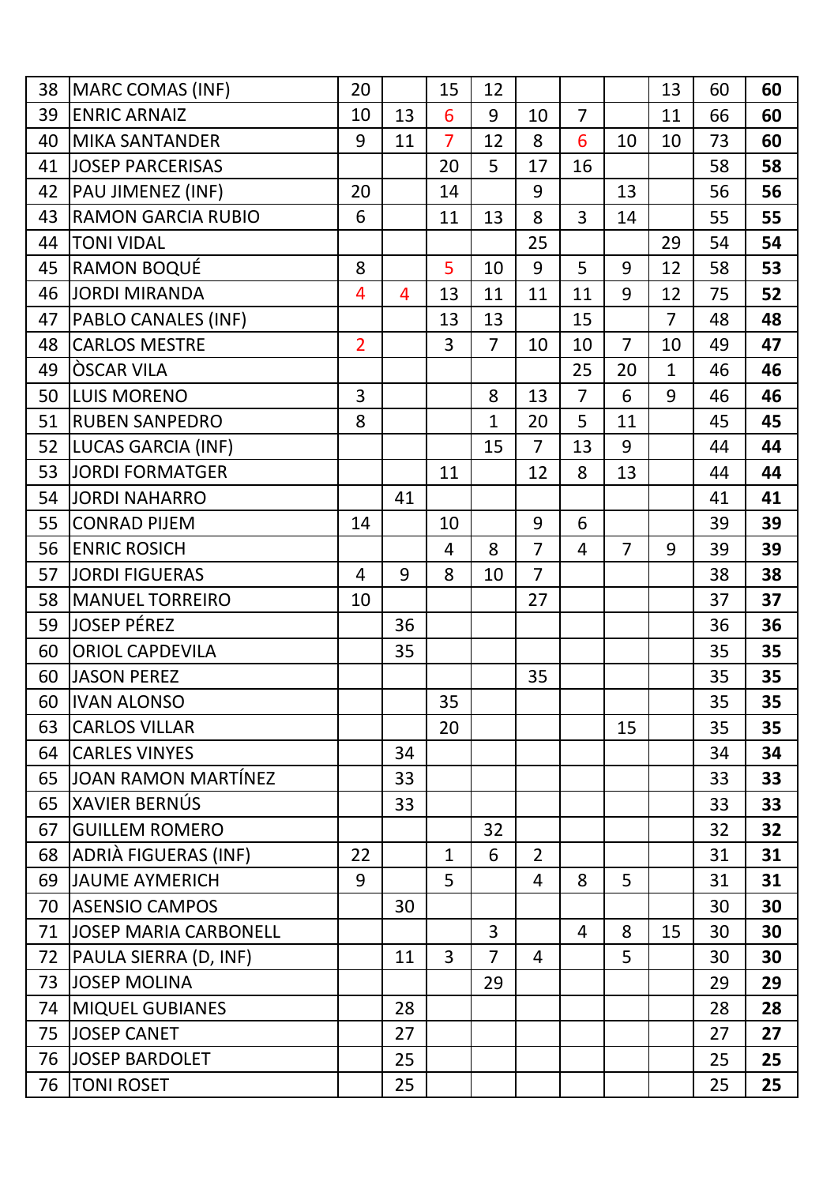| | | | | | | | | | | | |
|---|---|---|---|---|---|---|---|---|---|---|---|
| 38 | MARC COMAS (INF) | 20 | | 15 | 12 | | | | 13 | 60 | **60** |
| 39 | ENRIC ARNAIZ | 10 | 13 | 6 | 9 | 10 | 7 | | 11 | 66 | **60** |
| 40 | MIKA SANTANDER | 9 | 11 | 7 | 12 | 8 | 6 | 10 | 10 | 73 | **60** |
| 41 | JOSEP PARCERISAS | | | 20 | 5 | 17 | 16 | | | 58 | **58** |
| 42 | PAU JIMENEZ (INF) | 20 | | 14 | | 9 | | 13 | | 56 | **56** |
| 43 | RAMON GARCIA RUBIO | 6 | | 11 | 13 | 8 | 3 | 14 | | 55 | **55** |
| 44 | TONI VIDAL | | | | | 25 | | | 29 | 54 | **54** |
| 45 | RAMON BOQUÉ | 8 | | 5 | 10 | 9 | 5 | 9 | 12 | 58 | **53** |
| 46 | JORDI MIRANDA | 4 | 4 | 13 | 11 | 11 | 11 | 9 | 12 | 75 | **52** |
| 47 | PABLO CANALES (INF) | | | 13 | 13 | | 15 | | 7 | 48 | **48** |
| 48 | CARLOS MESTRE | 2 | | 3 | 7 | 10 | 10 | 7 | 10 | 49 | **47** |
| 49 | ÒSCAR VILA | | | | | | 25 | 20 | 1 | 46 | **46** |
| 50 | LUIS MORENO | 3 | | | 8 | 13 | 7 | 6 | 9 | 46 | **46** |
| 51 | RUBEN SANPEDRO | 8 | | | 1 | 20 | 5 | 11 | | 45 | **45** |
| 52 | LUCAS GARCIA (INF) | | | | 15 | 7 | 13 | 9 | | 44 | **44** |
| 53 | JORDI FORMATGER | | | 11 | | 12 | 8 | 13 | | 44 | **44** |
| 54 | JORDI NAHARRO | | 41 | | | | | | | 41 | **41** |
| 55 | CONRAD PIJEM | 14 | | 10 | | 9 | 6 | | | 39 | **39** |
| 56 | ENRIC ROSICH | | | 4 | 8 | 7 | 4 | 7 | 9 | 39 | **39** |
| 57 | JORDI FIGUERAS | 4 | 9 | 8 | 10 | 7 | | | | 38 | **38** |
| 58 | MANUEL TORREIRO | 10 | | | | 27 | | | | 37 | **37** |
| 59 | JOSEP PÉREZ | | 36 | | | | | | | 36 | **36** |
| 60 | ORIOL CAPDEVILA | | 35 | | | | | | | 35 | **35** |
| 60 | JASON PEREZ | | | | | 35 | | | | 35 | **35** |
| 60 | IVAN ALONSO | | | 35 | | | | | | 35 | **35** |
| 63 | CARLOS VILLAR | | | 20 | | | | 15 | | 35 | **35** |
| 64 | CARLES VINYES | | 34 | | | | | | | 34 | **34** |
| 65 | JOAN RAMON MARTÍNEZ | | 33 | | | | | | | 33 | **33** |
| 65 | XAVIER BERNÚS | | 33 | | | | | | | 33 | **33** |
| 67 | GUILLEM ROMERO | | | | 32 | | | | | 32 | **32** |
| 68 | ADRIÀ FIGUERAS (INF) | 22 | | 1 | 6 | 2 | | | | 31 | **31** |
| 69 | JAUME AYMERICH | 9 | | 5 | | 4 | 8 | 5 | | 31 | **31** |
| 70 | ASENSIO CAMPOS | | 30 | | | | | | | 30 | **30** |
| 71 | JOSEP MARIA CARBONELL | | | | 3 | | 4 | 8 | 15 | 30 | **30** |
| 72 | PAULA SIERRA (D, INF) | | 11 | 3 | 7 | 4 | | 5 | | 30 | **30** |
| 73 | JOSEP MOLINA | | | | 29 | | | | | 29 | **29** |
| 74 | MIQUEL GUBIANES | | 28 | | | | | | | 28 | **28** |
| 75 | JOSEP CANET | | 27 | | | | | | | 27 | **27** |
| 76 | JOSEP BARDOLET | | 25 | | | | | | | 25 | **25** |
| 76 | TONI ROSET | | 25 | | | | | | | 25 | **25** |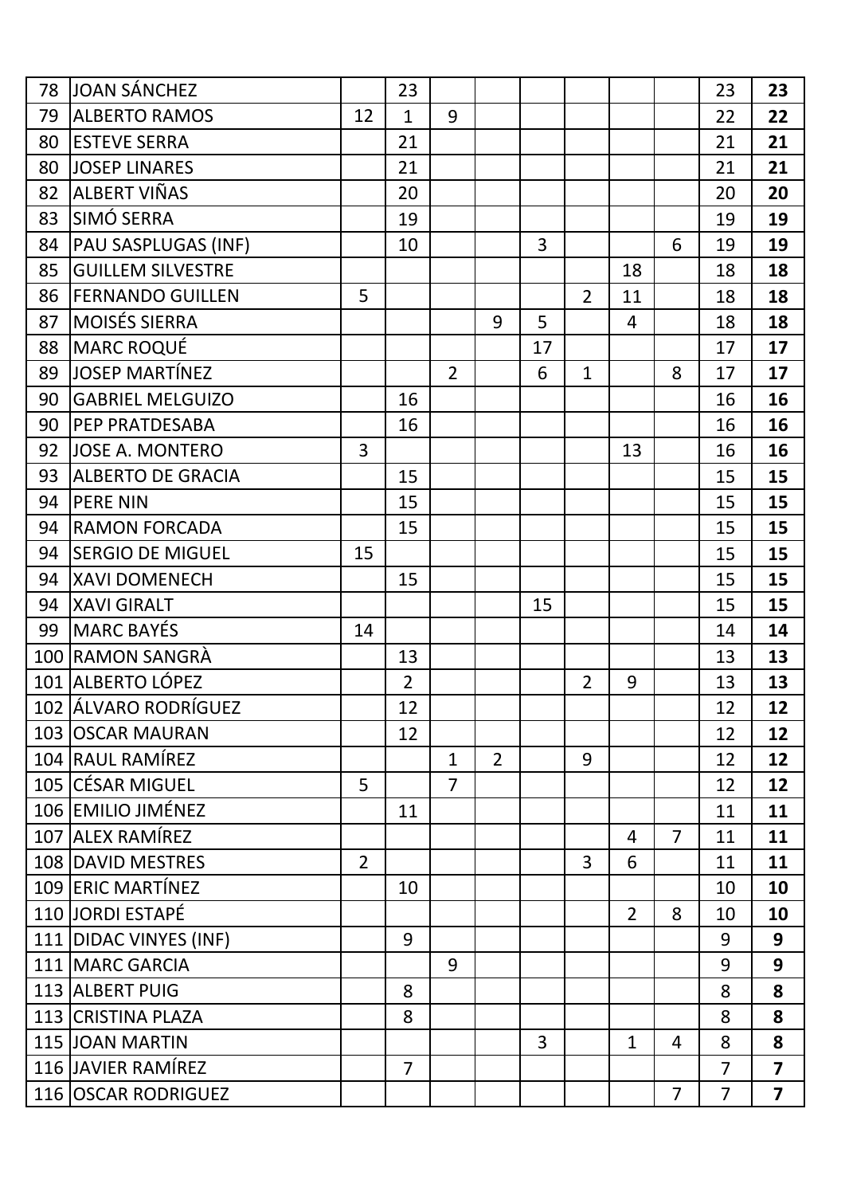| | | | | | | | | | | | |
|---|---|---|---|---|---|---|---|---|---|---|---|
| 78 | JOAN SÁNCHEZ | | 23 | | | | | | | 23 | **23** |
| 79 | ALBERTO RAMOS | 12 | 1 | 9 | | | | | | 22 | **22** |
| 80 | ESTEVE SERRA | | 21 | | | | | | | 21 | **21** |
| 80 | JOSEP LINARES | | 21 | | | | | | | 21 | **21** |
| 82 | ALBERT VIÑAS | | 20 | | | | | | | 20 | **20** |
| 83 | SIMÓ SERRA | | 19 | | | | | | | 19 | **19** |
| 84 | PAU SASPLUGAS (INF) | | 10 | | | 3 | | | 6 | 19 | **19** |
| 85 | GUILLEM SILVESTRE | | | | | | | 18 | | 18 | **18** |
| 86 | FERNANDO GUILLEN | 5 | | | | | 2 | 11 | | 18 | **18** |
| 87 | MOISÉS SIERRA | | | | 9 | 5 | | 4 | | 18 | **18** |
| 88 | MARC ROQUÉ | | | | | 17 | | | | 17 | **17** |
| 89 | JOSEP MARTÍNEZ | | | 2 | | 6 | 1 | | 8 | 17 | **17** |
| 90 | GABRIEL MELGUIZO | | 16 | | | | | | | 16 | **16** |
| 90 | PEP PRATDESABA | | 16 | | | | | | | 16 | **16** |
| 92 | JOSE A. MONTERO | 3 | | | | | | 13 | | 16 | **16** |
| 93 | ALBERTO DE GRACIA | | 15 | | | | | | | 15 | **15** |
| 94 | PERE NIN | | 15 | | | | | | | 15 | **15** |
| 94 | RAMON FORCADA | | 15 | | | | | | | 15 | **15** |
| 94 | SERGIO DE MIGUEL | 15 | | | | | | | | 15 | **15** |
| 94 | XAVI DOMENECH | | 15 | | | | | | | 15 | **15** |
| 94 | XAVI GIRALT | | | | | 15 | | | | 15 | **15** |
| 99 | MARC BAYÉS | 14 | | | | | | | | 14 | **14** |
| 100 | RAMON SANGRÀ | | 13 | | | | | | | 13 | **13** |
| 101 | ALBERTO LÓPEZ | | 2 | | | | 2 | 9 | | 13 | **13** |
| 102 | ÁLVARO RODRÍGUEZ | | 12 | | | | | | | 12 | **12** |
| 103 | OSCAR MAURAN | | 12 | | | | | | | 12 | **12** |
| 104 | RAUL RAMÍREZ | | | 1 | 2 | | 9 | | | 12 | **12** |
| 105 | CÉSAR MIGUEL | 5 | | 7 | | | | | | 12 | **12** |
| 106 | EMILIO JIMÉNEZ | | 11 | | | | | | | 11 | **11** |
| 107 | ALEX RAMÍREZ | | | | | | | 4 | 7 | 11 | **11** |
| 108 | DAVID MESTRES | 2 | | | | | 3 | 6 | | 11 | **11** |
| 109 | ERIC MARTÍNEZ | | 10 | | | | | | | 10 | **10** |
| 110 | JORDI ESTAPÉ | | | | | | | 2 | 8 | 10 | **10** |
| 111 | DIDAC VINYES (INF) | | 9 | | | | | | | 9 | **9** |
| 111 | MARC GARCIA | | | 9 | | | | | | 9 | **9** |
| 113 | ALBERT PUIG | | 8 | | | | | | | 8 | **8** |
| 113 | CRISTINA PLAZA | | 8 | | | | | | | 8 | **8** |
| 115 | JOAN MARTIN | | | | | 3 | | 1 | 4 | 8 | **8** |
| 116 | JAVIER RAMÍREZ | | 7 | | | | | | | 7 | **7** |
| 116 | OSCAR RODRIGUEZ | | | | | | | | 7 | 7 | **7** |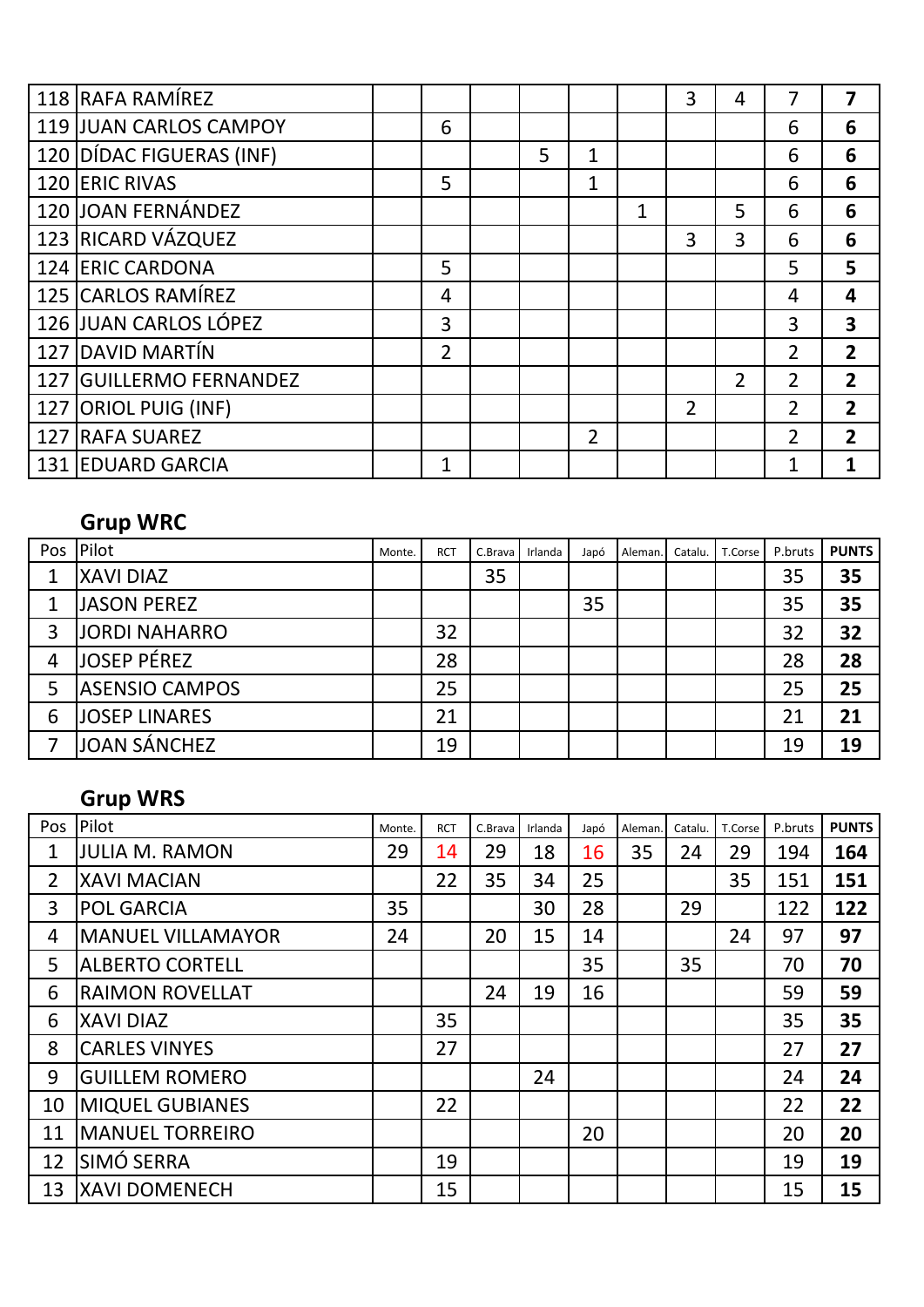| Pos | Pilot | Monte. | RCT | C.Brava | Irlanda | Japó | Aleman. | Catalu. | T.Corse | P.bruts | PUNTS |
|---|---|---|---|---|---|---|---|---|---|---|---|
| 118 | RAFA RAMÍREZ | | | | | | | 3 | 4 | 7 | **7** |
| 119 | JUAN CARLOS CAMPOY | | 6 | | | | | | | 6 | **6** |
| 120 | DÍDAC FIGUERAS (INF) | | | | 5 | 1 | | | | 6 | **6** |
| 120 | ERIC RIVAS | | 5 | | | 1 | | | | 6 | **6** |
| 120 | JOAN FERNÁNDEZ | | | | | | 1 | | 5 | 6 | **6** |
| 123 | RICARD VÁZQUEZ | | | | | | | 3 | 3 | 6 | **6** |
| 124 | ERIC CARDONA | | 5 | | | | | | | 5 | **5** |
| 125 | CARLOS RAMÍREZ | | 4 | | | | | | | 4 | **4** |
| 126 | JUAN CARLOS LÓPEZ | | 3 | | | | | | | 3 | **3** |
| 127 | DAVID MARTÍN | | 2 | | | | | | | 2 | **2** |
| 127 | GUILLERMO FERNANDEZ | | | | | | | | 2 | 2 | **2** |
| 127 | ORIOL PUIG (INF) | | | | | | | 2 | | 2 | **2** |
| 127 | RAFA SUAREZ | | | | | 2 | | | | 2 | **2** |
| 131 | EDUARD GARCIA | | 1 | | | | | | | 1 | **1** |

## Grup WRC

| Pos | Pilot | Monte. | RCT | C.Brava | Irlanda | Japó | Aleman. | Catalu. | T.Corse | P.bruts | PUNTS |
|---|---|---|---|---|---|---|---|---|---|---|---|
| 1 | XAVI DIAZ | | | 35 | | | | | | 35 | **35** |
| 1 | JASON PEREZ | | | | | 35 | | | | 35 | **35** |
| 3 | JORDI NAHARRO | | 32 | | | | | | | 32 | **32** |
| 4 | JOSEP PÉREZ | | 28 | | | | | | | 28 | **28** |
| 5 | ASENSIO CAMPOS | | 25 | | | | | | | 25 | **25** |
| 6 | JOSEP LINARES | | 21 | | | | | | | 21 | **21** |
| 7 | JOAN SÁNCHEZ | | 19 | | | | | | | 19 | **19** |

## Grup WRS

| Pos | Pilot | Monte. | RCT | C.Brava | Irlanda | Japó | Aleman. | Catalu. | T.Corse | P.bruts | PUNTS |
|---|---|---|---|---|---|---|---|---|---|---|---|
| 1 | JULIA M. RAMON | 29 | 14 | 29 | 18 | 16 | 35 | 24 | 29 | 194 | **164** |
| 2 | XAVI MACIAN | | 22 | 35 | 34 | 25 | | | 35 | 151 | **151** |
| 3 | POL GARCIA | 35 | | | 30 | 28 | | 29 | | 122 | **122** |
| 4 | MANUEL VILLAMAYOR | 24 | | 20 | 15 | 14 | | | 24 | 97 | **97** |
| 5 | ALBERTO CORTELL | | | | | 35 | | 35 | | 70 | **70** |
| 6 | RAIMON ROVELLAT | | | 24 | 19 | 16 | | | | 59 | **59** |
| 6 | XAVI DIAZ | | 35 | | | | | | | 35 | **35** |
| 8 | CARLES VINYES | | 27 | | | | | | | 27 | **27** |
| 9 | GUILLEM ROMERO | | | | 24 | | | | | 24 | **24** |
| 10 | MIQUEL GUBIANES | | 22 | | | | | | | 22 | **22** |
| 11 | MANUEL TORREIRO | | | | | 20 | | | | 20 | **20** |
| 12 | SIMÓ SERRA | | 19 | | | | | | | 19 | **19** |
| 13 | XAVI DOMENECH | | 15 | | | | | | | 15 | **15** |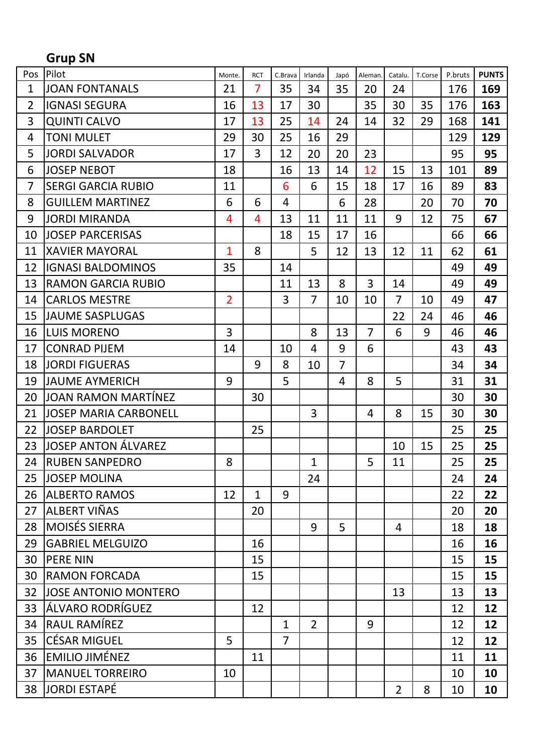## Grup SN

| Pos | Pilot | Monte. | RCT | C.Brava | Irlanda | Japó | Aleman. | Catalu. | T.Corse | P.bruts | PUNTS |
|---|---|---|---|---|---|---|---|---|---|---|---|
| 1 | JOAN FONTANALS | 21 | 7 | 35 | 34 | 35 | 20 | 24 | | 176 | **169** |
| 2 | IGNASI SEGURA | 16 | 13 | 17 | 30 | | 35 | 30 | 35 | 176 | **163** |
| 3 | QUINTI CALVO | 17 | 13 | 25 | 14 | 24 | 14 | 32 | 29 | 168 | **141** |
| 4 | TONI MULET | 29 | 30 | 25 | 16 | 29 | | | | 129 | **129** |
| 5 | JORDI SALVADOR | 17 | 3 | 12 | 20 | 20 | 23 | | | 95 | **95** |
| 6 | JOSEP NEBOT | 18 | | 16 | 13 | 14 | 12 | 15 | 13 | 101 | **89** |
| 7 | SERGI GARCIA RUBIO | 11 | | 6 | 6 | 15 | 18 | 17 | 16 | 89 | **83** |
| 8 | GUILLEM MARTINEZ | 6 | 6 | 4 | | 6 | 28 | | 20 | 70 | **70** |
| 9 | JORDI MIRANDA | 4 | 4 | 13 | 11 | 11 | 11 | 9 | 12 | 75 | **67** |
| 10 | JOSEP PARCERISAS | | | 18 | 15 | 17 | 16 | | | 66 | **66** |
| 11 | XAVIER MAYORAL | 1 | 8 | | 5 | 12 | 13 | 12 | 11 | 62 | **61** |
| 12 | IGNASI BALDOMINOS | 35 | | 14 | | | | | | 49 | **49** |
| 13 | RAMON GARCIA RUBIO | | | 11 | 13 | 8 | 3 | 14 | | 49 | **49** |
| 14 | CARLOS MESTRE | 2 | | 3 | 7 | 10 | 10 | 7 | 10 | 49 | **47** |
| 15 | JAUME SASPLUGAS | | | | | | | 22 | 24 | 46 | **46** |
| 16 | LUIS MORENO | 3 | | | 8 | 13 | 7 | 6 | 9 | 46 | **46** |
| 17 | CONRAD PIJEM | 14 | | 10 | 4 | 9 | 6 | | | 43 | **43** |
| 18 | JORDI FIGUERAS | | 9 | 8 | 10 | 7 | | | | 34 | **34** |
| 19 | JAUME AYMERICH | 9 | | 5 | | 4 | 8 | 5 | | 31 | **31** |
| 20 | JOAN RAMON MARTÍNEZ | | 30 | | | | | | | 30 | **30** |
| 21 | JOSEP MARIA CARBONELL | | | | 3 | | 4 | 8 | 15 | 30 | **30** |
| 22 | JOSEP BARDOLET | | 25 | | | | | | | 25 | **25** |
| 23 | JOSEP ANTON ÁLVAREZ | | | | | | | 10 | 15 | 25 | **25** |
| 24 | RUBEN SANPEDRO | 8 | | | 1 | | 5 | 11 | | 25 | **25** |
| 25 | JOSEP MOLINA | | | | 24 | | | | | 24 | **24** |
| 26 | ALBERTO RAMOS | 12 | 1 | 9 | | | | | | 22 | **22** |
| 27 | ALBERT VIÑAS | | 20 | | | | | | | 20 | **20** |
| 28 | MOISÉS SIERRA | | | | 9 | 5 | | 4 | | 18 | **18** |
| 29 | GABRIEL MELGUIZO | | 16 | | | | | | | 16 | **16** |
| 30 | PERE NIN | | 15 | | | | | | | 15 | **15** |
| 30 | RAMON FORCADA | | 15 | | | | | | | 15 | **15** |
| 32 | JOSE ANTONIO MONTERO | | | | | | | 13 | | 13 | **13** |
| 33 | ÁLVARO RODRÍGUEZ | | 12 | | | | | | | 12 | **12** |
| 34 | RAUL RAMÍREZ | | | 1 | 2 | | 9 | | | 12 | **12** |
| 35 | CÉSAR MIGUEL | 5 | | 7 | | | | | | 12 | **12** |
| 36 | EMILIO JIMÉNEZ | | 11 | | | | | | | 11 | **11** |
| 37 | MANUEL TORREIRO | 10 | | | | | | | | 10 | **10** |
| 38 | JORDI ESTAPÉ | | | | | | | 2 | 8 | 10 | **10** |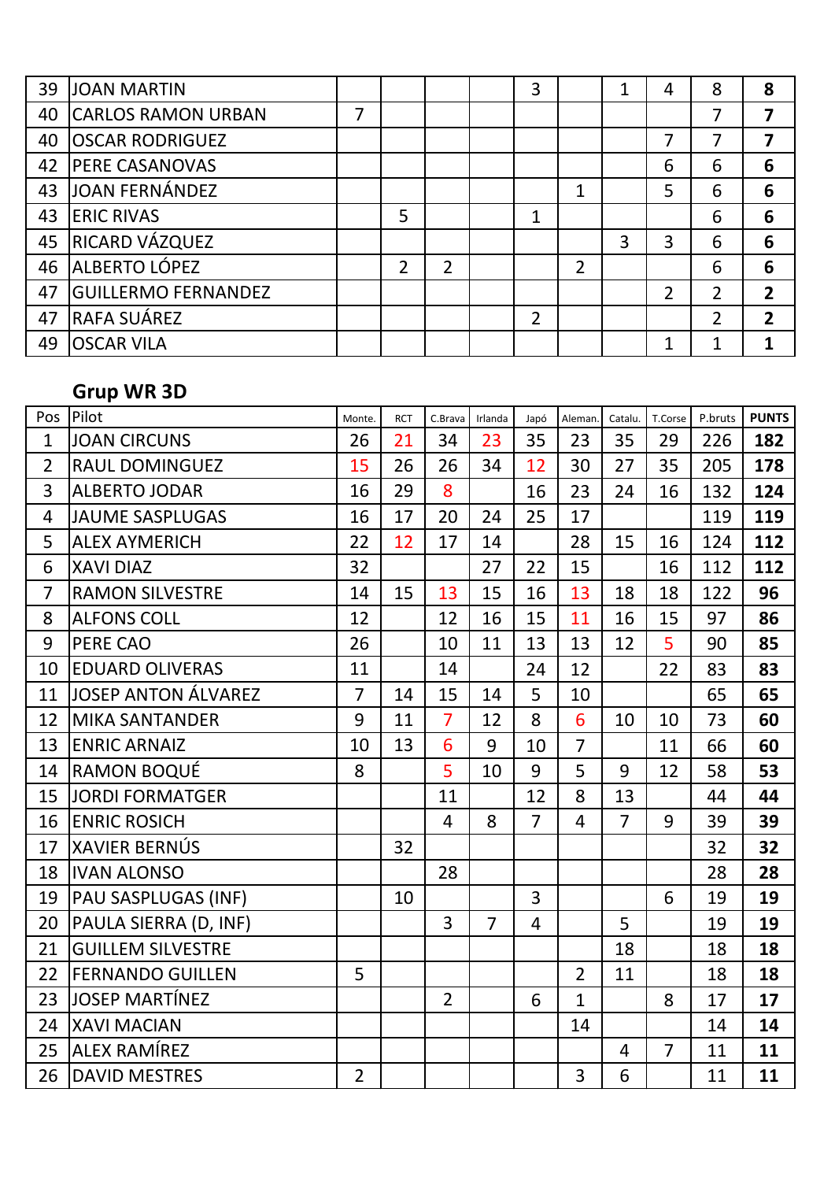| Pos | Pilot | Monte. | RCT | C.Brava | Irlanda | Japó | Aleman. | Catalu. | T.Corse | P.bruts | PUNTS |
|---|---|---|---|---|---|---|---|---|---|---|---|
| 39 | JOAN MARTIN | | | | | 3 | | 1 | 4 | 8 | **8** |
| 40 | CARLOS RAMON URBAN | 7 | | | | | | | | 7 | **7** |
| 40 | OSCAR RODRIGUEZ | | | | | | | | 7 | 7 | **7** |
| 42 | PERE CASANOVAS | | | | | | | | 6 | 6 | **6** |
| 43 | JOAN FERNÁNDEZ | | | | | | 1 | | 5 | 6 | **6** |
| 43 | ERIC RIVAS | | 5 | | | 1 | | | | 6 | **6** |
| 45 | RICARD VÁZQUEZ | | | | | | | 3 | 3 | 6 | **6** |
| 46 | ALBERTO LÓPEZ | | 2 | 2 | | | 2 | | | 6 | **6** |
| 47 | GUILLERMO FERNANDEZ | | | | | | | | 2 | 2 | **2** |
| 47 | RAFA SUÁREZ | | | | | 2 | | | | 2 | **2** |
| 49 | OSCAR VILA | | | | | | | | 1 | 1 | **1** |

## Grup WR 3D

| Pos | Pilot | Monte. | RCT | C.Brava | Irlanda | Japó | Aleman. | Catalu. | T.Corse | P.bruts | PUNTS |
|---|---|---|---|---|---|---|---|---|---|---|---|
| 1 | JOAN CIRCUNS | 26 | 21 | 34 | 23 | 35 | 23 | 35 | 29 | 226 | **182** |
| 2 | RAUL DOMINGUEZ | 15 | 26 | 26 | 34 | 12 | 30 | 27 | 35 | 205 | **178** |
| 3 | ALBERTO JODAR | 16 | 29 | 8 | | 16 | 23 | 24 | 16 | 132 | **124** |
| 4 | JAUME SASPLUGAS | 16 | 17 | 20 | 24 | 25 | 17 | | | 119 | **119** |
| 5 | ALEX AYMERICH | 22 | 12 | 17 | 14 | | 28 | 15 | 16 | 124 | **112** |
| 6 | XAVI DIAZ | 32 | | | 27 | 22 | 15 | | 16 | 112 | **112** |
| 7 | RAMON SILVESTRE | 14 | 15 | 13 | 15 | 16 | 13 | 18 | 18 | 122 | **96** |
| 8 | ALFONS COLL | 12 | | 12 | 16 | 15 | 11 | 16 | 15 | 97 | **86** |
| 9 | PERE CAO | 26 | | 10 | 11 | 13 | 13 | 12 | 5 | 90 | **85** |
| 10 | EDUARD OLIVERAS | 11 | | 14 | | 24 | 12 | | 22 | 83 | **83** |
| 11 | JOSEP ANTON ÁLVAREZ | 7 | 14 | 15 | 14 | 5 | 10 | | | 65 | **65** |
| 12 | MIKA SANTANDER | 9 | 11 | 7 | 12 | 8 | 6 | 10 | 10 | 73 | **60** |
| 13 | ENRIC ARNAIZ | 10 | 13 | 6 | 9 | 10 | 7 | | 11 | 66 | **60** |
| 14 | RAMON BOQUÉ | 8 | | 5 | 10 | 9 | 5 | 9 | 12 | 58 | **53** |
| 15 | JORDI FORMATGER | | | 11 | | 12 | 8 | 13 | | 44 | **44** |
| 16 | ENRIC ROSICH | | | 4 | 8 | 7 | 4 | 7 | 9 | 39 | **39** |
| 17 | XAVIER BERNÚS | | 32 | | | | | | | 32 | **32** |
| 18 | IVAN ALONSO | | | 28 | | | | | | 28 | **28** |
| 19 | PAU SASPLUGAS (INF) | | 10 | | | 3 | | | 6 | 19 | **19** |
| 20 | PAULA SIERRA (D, INF) | | | 3 | 7 | 4 | | 5 | | 19 | **19** |
| 21 | GUILLEM SILVESTRE | | | | | | | 18 | | 18 | **18** |
| 22 | FERNANDO GUILLEN | 5 | | | | | 2 | 11 | | 18 | **18** |
| 23 | JOSEP MARTÍNEZ | | | 2 | | 6 | 1 | | 8 | 17 | **17** |
| 24 | XAVI MACIAN | | | | | | 14 | | | 14 | **14** |
| 25 | ALEX RAMÍREZ | | | | | | | 4 | 7 | 11 | **11** |
| 26 | DAVID MESTRES | 2 | | | | | 3 | 6 | | 11 | **11** |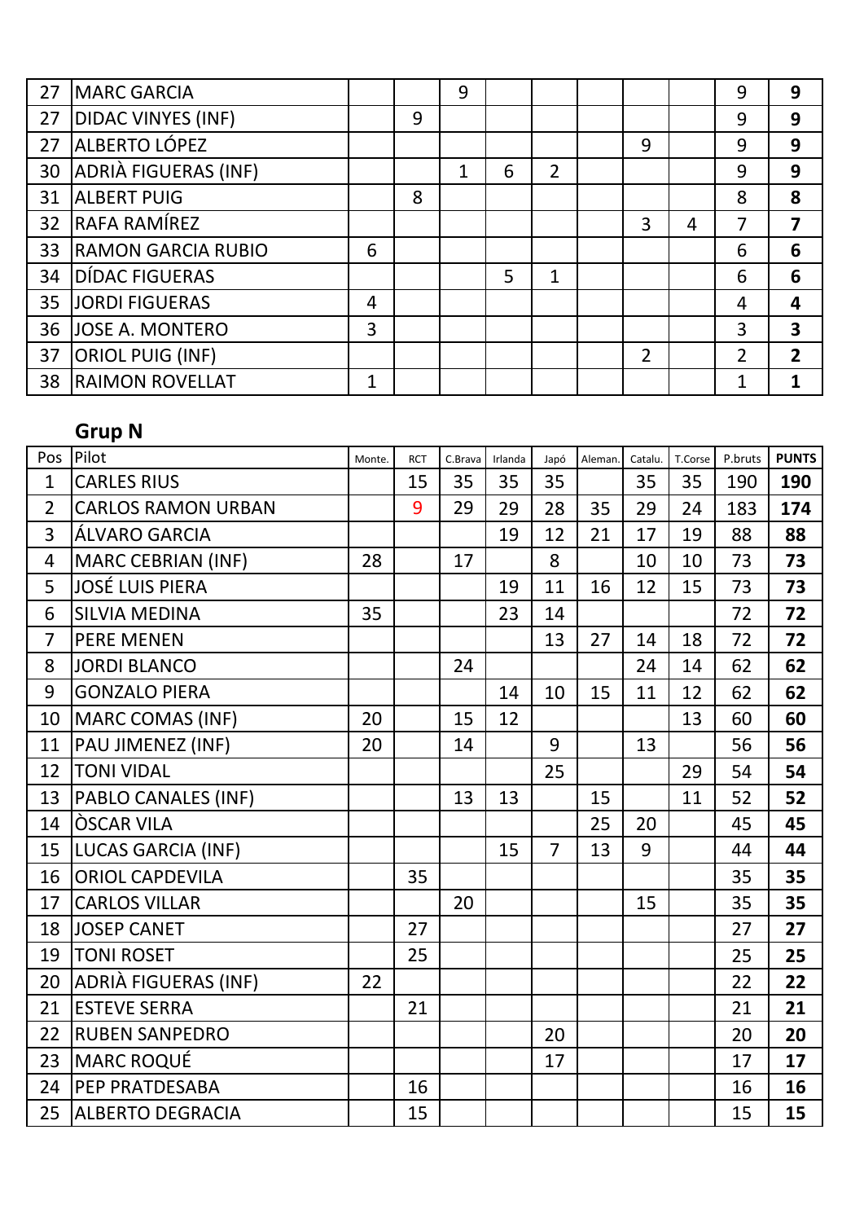| | | | | | | | | | | | |
|---|---|---|---|---|---|---|---|---|---|---|---|
| 27 | MARC GARCIA | | | 9 | | | | | | 9 | **9** |
| 27 | DIDAC VINYES (INF) | | 9 | | | | | | | 9 | **9** |
| 27 | ALBERTO LÓPEZ | | | | | | | 9 | | 9 | **9** |
| 30 | ADRIÀ FIGUERAS (INF) | | | 1 | 6 | 2 | | | | 9 | **9** |
| 31 | ALBERT PUIG | | 8 | | | | | | | 8 | **8** |
| 32 | RAFA RAMÍREZ | | | | | | | 3 | 4 | 7 | **7** |
| 33 | RAMON GARCIA RUBIO | 6 | | | | | | | | 6 | **6** |
| 34 | DÍDAC FIGUERAS | | | | 5 | 1 | | | | 6 | **6** |
| 35 | JORDI FIGUERAS | 4 | | | | | | | | 4 | **4** |
| 36 | JOSE A. MONTERO | 3 | | | | | | | | 3 | **3** |
| 37 | ORIOL PUIG (INF) | | | | | | | 2 | | 2 | **2** |
| 38 | RAIMON ROVELLAT | 1 | | | | | | | | 1 | **1** |

## Grup N

| Pos | Pilot | Monte. | RCT | C.Brava | Irlanda | Japó | Aleman. | Catalu. | T.Corse | P.bruts | **PUNTS** |
|---|---|---|---|---|---|---|---|---|---|---|---|
| 1 | CARLES RIUS | | 15 | 35 | 35 | 35 | | 35 | 35 | 190 | **190** |
| 2 | CARLOS RAMON URBAN | | 9 | 29 | 29 | 28 | 35 | 29 | 24 | 183 | **174** |
| 3 | ÁLVARO GARCIA | | | | 19 | 12 | 21 | 17 | 19 | 88 | **88** |
| 4 | MARC CEBRIAN (INF) | 28 | | 17 | | 8 | | 10 | 10 | 73 | **73** |
| 5 | JOSÉ LUIS PIERA | | | | 19 | 11 | 16 | 12 | 15 | 73 | **73** |
| 6 | SILVIA MEDINA | 35 | | | 23 | 14 | | | | 72 | **72** |
| 7 | PERE MENEN | | | | | 13 | 27 | 14 | 18 | 72 | **72** |
| 8 | JORDI BLANCO | | | 24 | | | | 24 | 14 | 62 | **62** |
| 9 | GONZALO PIERA | | | | 14 | 10 | 15 | 11 | 12 | 62 | **62** |
| 10 | MARC COMAS (INF) | 20 | | 15 | 12 | | | | 13 | 60 | **60** |
| 11 | PAU JIMENEZ (INF) | 20 | | 14 | | 9 | | 13 | | 56 | **56** |
| 12 | TONI VIDAL | | | | | 25 | | | 29 | 54 | **54** |
| 13 | PABLO CANALES (INF) | | | 13 | 13 | | 15 | | 11 | 52 | **52** |
| 14 | ÒSCAR VILA | | | | | | 25 | 20 | | 45 | **45** |
| 15 | LUCAS GARCIA (INF) | | | | 15 | 7 | 13 | 9 | | 44 | **44** |
| 16 | ORIOL CAPDEVILA | | 35 | | | | | | | 35 | **35** |
| 17 | CARLOS VILLAR | | | 20 | | | | 15 | | 35 | **35** |
| 18 | JOSEP CANET | | 27 | | | | | | | 27 | **27** |
| 19 | TONI ROSET | | 25 | | | | | | | 25 | **25** |
| 20 | ADRIÀ FIGUERAS (INF) | 22 | | | | | | | | 22 | **22** |
| 21 | ESTEVE SERRA | | 21 | | | | | | | 21 | **21** |
| 22 | RUBEN SANPEDRO | | | | | 20 | | | | 20 | **20** |
| 23 | MARC ROQUÉ | | | | | 17 | | | | 17 | **17** |
| 24 | PEP PRATDESABA | | 16 | | | | | | | 16 | **16** |
| 25 | ALBERTO DEGRACIA | | 15 | | | | | | | 15 | **15** |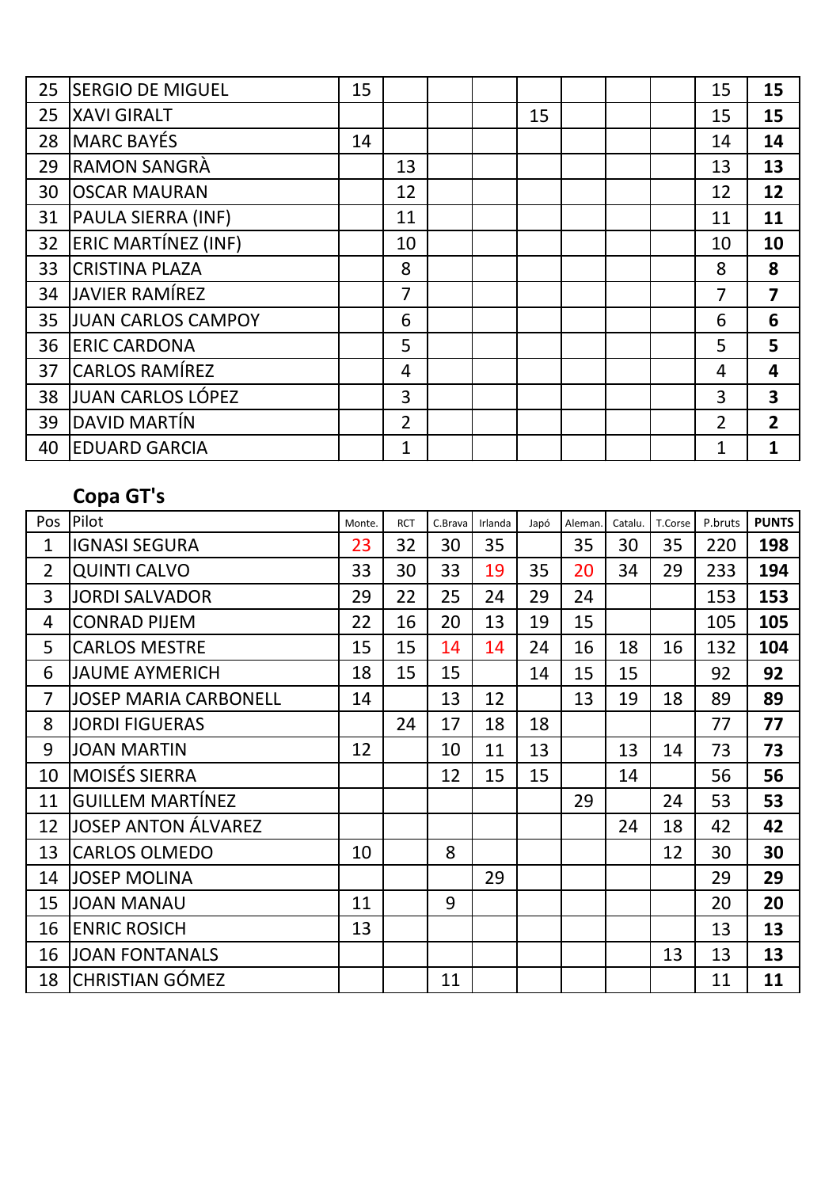| | | | | | | | | | | | |
|---|---|---|---|---|---|---|---|---|---|---|---|
| 25 | SERGIO DE MIGUEL | 15 | | | | | | | | 15 | **15** |
| 25 | XAVI GIRALT | | | | | 15 | | | | 15 | **15** |
| 28 | MARC BAYÉS | 14 | | | | | | | | 14 | **14** |
| 29 | RAMON SANGRÀ | | 13 | | | | | | | 13 | **13** |
| 30 | OSCAR MAURAN | | 12 | | | | | | | 12 | **12** |
| 31 | PAULA SIERRA (INF) | | 11 | | | | | | | 11 | **11** |
| 32 | ERIC MARTÍNEZ (INF) | | 10 | | | | | | | 10 | **10** |
| 33 | CRISTINA PLAZA | | 8 | | | | | | | 8 | **8** |
| 34 | JAVIER RAMÍREZ | | 7 | | | | | | | 7 | **7** |
| 35 | JUAN CARLOS CAMPOY | | 6 | | | | | | | 6 | **6** |
| 36 | ERIC CARDONA | | 5 | | | | | | | 5 | **5** |
| 37 | CARLOS RAMÍREZ | | 4 | | | | | | | 4 | **4** |
| 38 | JUAN CARLOS LÓPEZ | | 3 | | | | | | | 3 | **3** |
| 39 | DAVID MARTÍN | | 2 | | | | | | | 2 | **2** |
| 40 | EDUARD GARCIA | | 1 | | | | | | | 1 | **1** |

## Copa GT's

| Pos | Pilot | Monte. | RCT | C.Brava | Irlanda | Japó | Aleman. | Catalu. | T.Corse | P.bruts | PUNTS |
|---|---|---|---|---|---|---|---|---|---|---|---|
| 1 | IGNASI SEGURA | 23 | 32 | 30 | 35 | | 35 | 30 | 35 | 220 | **198** |
| 2 | QUINTI CALVO | 33 | 30 | 33 | 19 | 35 | 20 | 34 | 29 | 233 | **194** |
| 3 | JORDI SALVADOR | 29 | 22 | 25 | 24 | 29 | 24 | | | 153 | **153** |
| 4 | CONRAD PIJEM | 22 | 16 | 20 | 13 | 19 | 15 | | | 105 | **105** |
| 5 | CARLOS MESTRE | 15 | 15 | 14 | 14 | 24 | 16 | 18 | 16 | 132 | **104** |
| 6 | JAUME AYMERICH | 18 | 15 | 15 | | 14 | 15 | 15 | | 92 | **92** |
| 7 | JOSEP MARIA CARBONELL | 14 | | 13 | 12 | | 13 | 19 | 18 | 89 | **89** |
| 8 | JORDI FIGUERAS | | 24 | 17 | 18 | 18 | | | | 77 | **77** |
| 9 | JOAN MARTIN | 12 | | 10 | 11 | 13 | | 13 | 14 | 73 | **73** |
| 10 | MOISÉS SIERRA | | | 12 | 15 | 15 | | 14 | | 56 | **56** |
| 11 | GUILLEM MARTÍNEZ | | | | | | 29 | | 24 | 53 | **53** |
| 12 | JOSEP ANTON ÁLVAREZ | | | | | | | 24 | 18 | 42 | **42** |
| 13 | CARLOS OLMEDO | 10 | | 8 | | | | | 12 | 30 | **30** |
| 14 | JOSEP MOLINA | | | | 29 | | | | | 29 | **29** |
| 15 | JOAN MANAU | 11 | | 9 | | | | | | 20 | **20** |
| 16 | ENRIC ROSICH | 13 | | | | | | | | 13 | **13** |
| 16 | JOAN FONTANALS | | | | | | | | 13 | 13 | **13** |
| 18 | CHRISTIAN GÓMEZ | | | 11 | | | | | | 11 | **11** |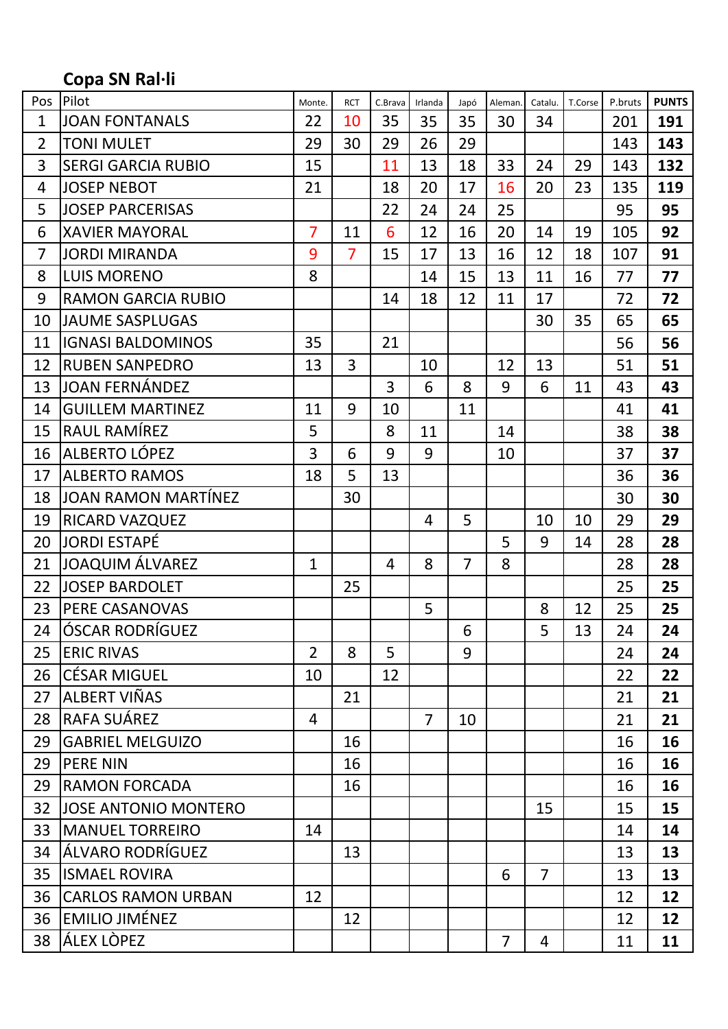## Copa SN Ral·li

| Pos | Pilot | Monte. | RCT | C.Brava | Irlanda | Japó | Aleman. | Catalu. | T.Corse | P.bruts | PUNTS |
|---|---|---|---|---|---|---|---|---|---|---|---|
| 1 | JOAN FONTANALS | 22 | 10 | 35 | 35 | 35 | 30 | 34 | | 201 | **191** |
| 2 | TONI MULET | 29 | 30 | 29 | 26 | 29 | | | | 143 | **143** |
| 3 | SERGI GARCIA RUBIO | 15 | | 11 | 13 | 18 | 33 | 24 | 29 | 143 | **132** |
| 4 | JOSEP NEBOT | 21 | | 18 | 20 | 17 | 16 | 20 | 23 | 135 | **119** |
| 5 | JOSEP PARCERISAS | | | 22 | 24 | 24 | 25 | | | 95 | **95** |
| 6 | XAVIER MAYORAL | 7 | 11 | 6 | 12 | 16 | 20 | 14 | 19 | 105 | **92** |
| 7 | JORDI MIRANDA | 9 | 7 | 15 | 17 | 13 | 16 | 12 | 18 | 107 | **91** |
| 8 | LUIS MORENO | 8 | | | 14 | 15 | 13 | 11 | 16 | 77 | **77** |
| 9 | RAMON GARCIA RUBIO | | | 14 | 18 | 12 | 11 | 17 | | 72 | **72** |
| 10 | JAUME SASPLUGAS | | | | | | | 30 | 35 | 65 | **65** |
| 11 | IGNASI BALDOMINOS | 35 | | 21 | | | | | | 56 | **56** |
| 12 | RUBEN SANPEDRO | 13 | 3 | | 10 | | 12 | 13 | | 51 | **51** |
| 13 | JOAN FERNÁNDEZ | | | 3 | 6 | 8 | 9 | 6 | 11 | 43 | **43** |
| 14 | GUILLEM MARTINEZ | 11 | 9 | 10 | | 11 | | | | 41 | **41** |
| 15 | RAUL RAMÍREZ | 5 | | 8 | 11 | | 14 | | | 38 | **38** |
| 16 | ALBERTO LÓPEZ | 3 | 6 | 9 | 9 | | 10 | | | 37 | **37** |
| 17 | ALBERTO RAMOS | 18 | 5 | 13 | | | | | | 36 | **36** |
| 18 | JOAN RAMON MARTÍNEZ | | 30 | | | | | | | 30 | **30** |
| 19 | RICARD VAZQUEZ | | | | 4 | 5 | | 10 | 10 | 29 | **29** |
| 20 | JORDI ESTAPÉ | | | | | | 5 | 9 | 14 | 28 | **28** |
| 21 | JOAQUIM ÁLVAREZ | 1 | | 4 | 8 | 7 | 8 | | | 28 | **28** |
| 22 | JOSEP BARDOLET | | 25 | | | | | | | 25 | **25** |
| 23 | PERE CASANOVAS | | | | 5 | | | 8 | 12 | 25 | **25** |
| 24 | ÓSCAR RODRÍGUEZ | | | | | 6 | | 5 | 13 | 24 | **24** |
| 25 | ERIC RIVAS | 2 | 8 | 5 | | 9 | | | | 24 | **24** |
| 26 | CÉSAR MIGUEL | 10 | | 12 | | | | | | 22 | **22** |
| 27 | ALBERT VIÑAS | | 21 | | | | | | | 21 | **21** |
| 28 | RAFA SUÁREZ | 4 | | | 7 | 10 | | | | 21 | **21** |
| 29 | GABRIEL MELGUIZO | | 16 | | | | | | | 16 | **16** |
| 29 | PERE NIN | | 16 | | | | | | | 16 | **16** |
| 29 | RAMON FORCADA | | 16 | | | | | | | 16 | **16** |
| 32 | JOSE ANTONIO MONTERO | | | | | | 15 | | | 15 | **15** |
| 33 | MANUEL TORREIRO | 14 | | | | | | | | 14 | **14** |
| 34 | ÁLVARO RODRÍGUEZ | | 13 | | | | | | | 13 | **13** |
| 35 | ISMAEL ROVIRA | | | | | | 6 | 7 | | 13 | **13** |
| 36 | CARLOS RAMON URBAN | 12 | | | | | | | | 12 | **12** |
| 36 | EMILIO JIMÉNEZ | | 12 | | | | | | | 12 | **12** |
| 38 | ÁLEX LÒPEZ | | | | | | 7 | 4 | | 11 | **11** |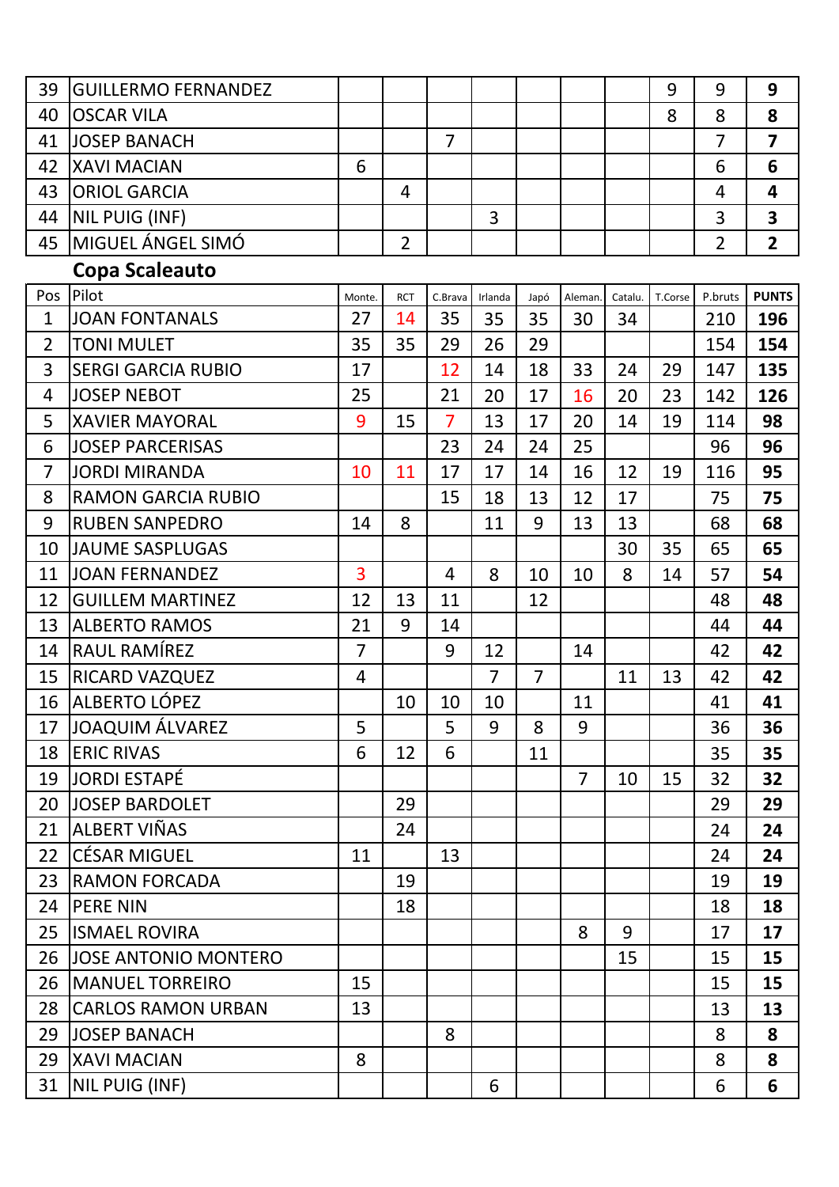| 39 | GUILLERMO FERNANDEZ | | | | | | | | 9 | 9 | **9** |
|---|---|---|---|---|---|---|---|---|---|---|---|
| 40 | OSCAR VILA | | | | | | | | 8 | 8 | **8** |
| 41 | JOSEP BANACH | | | 7 | | | | | | 7 | **7** |
| 42 | XAVI MACIAN | 6 | | | | | | | | 6 | **6** |
| 43 | ORIOL GARCIA | | 4 | | | | | | | 4 | **4** |
| 44 | NIL PUIG (INF) | | | | 3 | | | | | 3 | **3** |
| 45 | MIGUEL ÁNGEL SIMÓ | | 2 | | | | | | | 2 | **2** |

## Copa Scaleauto

| Pos | Pilot | Monte. | RCT | C.Brava | Irlanda | Japó | Aleman. | Catalu. | T.Corse | P.bruts | PUNTS |
|---|---|---|---|---|---|---|---|---|---|---|---|
| 1 | JOAN FONTANALS | 27 | 14 | 35 | 35 | 35 | 30 | 34 | | 210 | **196** |
| 2 | TONI MULET | 35 | 35 | 29 | 26 | 29 | | | | 154 | **154** |
| 3 | SERGI GARCIA RUBIO | 17 | | 12 | 14 | 18 | 33 | 24 | 29 | 147 | **135** |
| 4 | JOSEP NEBOT | 25 | | 21 | 20 | 17 | 16 | 20 | 23 | 142 | **126** |
| 5 | XAVIER MAYORAL | 9 | 15 | 7 | 13 | 17 | 20 | 14 | 19 | 114 | **98** |
| 6 | JOSEP PARCERISAS | | | 23 | 24 | 24 | 25 | | | 96 | **96** |
| 7 | JORDI MIRANDA | 10 | 11 | 17 | 17 | 14 | 16 | 12 | 19 | 116 | **95** |
| 8 | RAMON GARCIA RUBIO | | | 15 | 18 | 13 | 12 | 17 | | 75 | **75** |
| 9 | RUBEN SANPEDRO | 14 | 8 | | 11 | 9 | 13 | 13 | | 68 | **68** |
| 10 | JAUME SASPLUGAS | | | | | | | 30 | 35 | 65 | **65** |
| 11 | JOAN FERNANDEZ | 3 | | 4 | 8 | 10 | 10 | 8 | 14 | 57 | **54** |
| 12 | GUILLEM MARTINEZ | 12 | 13 | 11 | | 12 | | | | 48 | **48** |
| 13 | ALBERTO RAMOS | 21 | 9 | 14 | | | | | | 44 | **44** |
| 14 | RAUL RAMÍREZ | 7 | | 9 | 12 | | 14 | | | 42 | **42** |
| 15 | RICARD VAZQUEZ | 4 | | | 7 | 7 | | 11 | 13 | 42 | **42** |
| 16 | ALBERTO LÓPEZ | | 10 | 10 | 10 | | 11 | | | 41 | **41** |
| 17 | JOAQUIM ÁLVAREZ | 5 | | 5 | 9 | 8 | 9 | | | 36 | **36** |
| 18 | ERIC RIVAS | 6 | 12 | 6 | | 11 | | | | 35 | **35** |
| 19 | JORDI ESTAPÉ | | | | | | 7 | 10 | 15 | 32 | **32** |
| 20 | JOSEP BARDOLET | | 29 | | | | | | | 29 | **29** |
| 21 | ALBERT VIÑAS | | 24 | | | | | | | 24 | **24** |
| 22 | CÉSAR MIGUEL | 11 | | 13 | | | | | | 24 | **24** |
| 23 | RAMON FORCADA | | 19 | | | | | | | 19 | **19** |
| 24 | PERE NIN | | 18 | | | | | | | 18 | **18** |
| 25 | ISMAEL ROVIRA | | | | | | 8 | 9 | | 17 | **17** |
| 26 | JOSE ANTONIO MONTERO | | | | | | | 15 | | 15 | **15** |
| 26 | MANUEL TORREIRO | 15 | | | | | | | | 15 | **15** |
| 28 | CARLOS RAMON URBAN | 13 | | | | | | | | 13 | **13** |
| 29 | JOSEP BANACH | | | 8 | | | | | | 8 | **8** |
| 29 | XAVI MACIAN | 8 | | | | | | | | 8 | **8** |
| 31 | NIL PUIG (INF) | | | | 6 | | | | | 6 | **6** |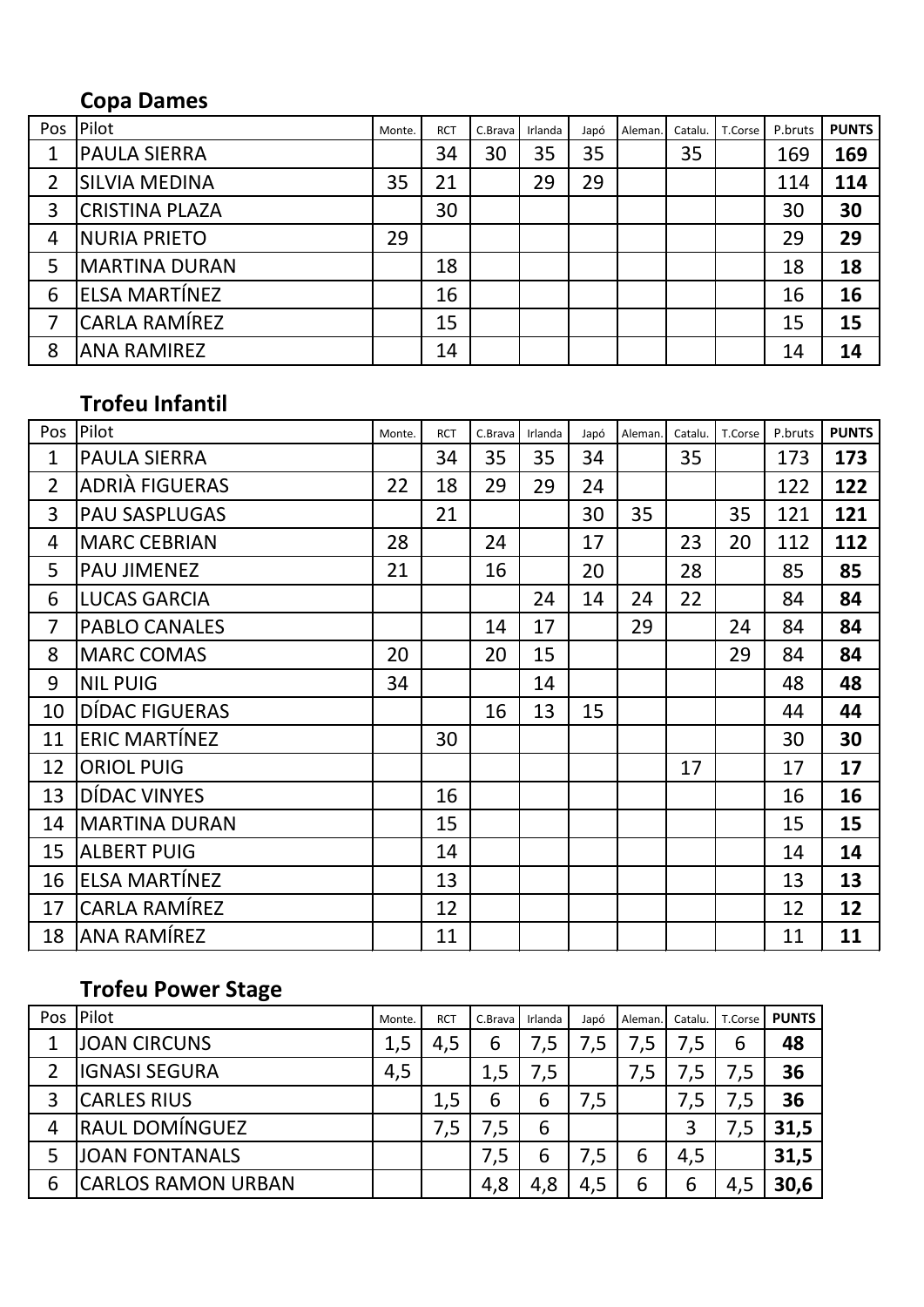### Copa Dames

| Pos | Pilot | Monte. | RCT | C.Brava | Irlanda | Japó | Aleman. | Catalu. | T.Corse | P.bruts | PUNTS |
|---|---|---|---|---|---|---|---|---|---|---|---|
| 1 | PAULA SIERRA | | 34 | 30 | 35 | 35 | | 35 | | 169 | **169** |
| 2 | SILVIA MEDINA | 35 | 21 | | 29 | 29 | | | | 114 | **114** |
| 3 | CRISTINA PLAZA | | 30 | | | | | | | 30 | **30** |
| 4 | NURIA PRIETO | 29 | | | | | | | | 29 | **29** |
| 5 | MARTINA DURAN | | 18 | | | | | | | 18 | **18** |
| 6 | ELSA MARTÍNEZ | | 16 | | | | | | | 16 | **16** |
| 7 | CARLA RAMÍREZ | | 15 | | | | | | | 15 | **15** |
| 8 | ANA RAMIREZ | | 14 | | | | | | | 14 | **14** |

### Trofeu Infantil

| Pos | Pilot | Monte. | RCT | C.Brava | Irlanda | Japó | Aleman. | Catalu. | T.Corse | P.bruts | PUNTS |
|---|---|---|---|---|---|---|---|---|---|---|---|
| 1 | PAULA SIERRA | | 34 | 35 | 35 | 34 | | 35 | | 173 | **173** |
| 2 | ADRIÀ FIGUERAS | 22 | 18 | 29 | 29 | 24 | | | | 122 | **122** |
| 3 | PAU SASPLUGAS | | 21 | | | 30 | 35 | | 35 | 121 | **121** |
| 4 | MARC CEBRIAN | 28 | | 24 | | 17 | | 23 | 20 | 112 | **112** |
| 5 | PAU JIMENEZ | 21 | | 16 | | 20 | | 28 | | 85 | **85** |
| 6 | LUCAS GARCIA | | | | 24 | 14 | 24 | 22 | | 84 | **84** |
| 7 | PABLO CANALES | | | 14 | 17 | | 29 | | 24 | 84 | **84** |
| 8 | MARC COMAS | 20 | | 20 | 15 | | | | 29 | 84 | **84** |
| 9 | NIL PUIG | 34 | | | 14 | | | | | 48 | **48** |
| 10 | DÍDAC FIGUERAS | | | 16 | 13 | 15 | | | | 44 | **44** |
| 11 | ERIC MARTÍNEZ | | 30 | | | | | | | 30 | **30** |
| 12 | ORIOL PUIG | | | | | | | 17 | | 17 | **17** |
| 13 | DÍDAC VINYES | | 16 | | | | | | | 16 | **16** |
| 14 | MARTINA DURAN | | 15 | | | | | | | 15 | **15** |
| 15 | ALBERT PUIG | | 14 | | | | | | | 14 | **14** |
| 16 | ELSA MARTÍNEZ | | 13 | | | | | | | 13 | **13** |
| 17 | CARLA RAMÍREZ | | 12 | | | | | | | 12 | **12** |
| 18 | ANA RAMÍREZ | | 11 | | | | | | | 11 | **11** |

### Trofeu Power Stage

| Pos | Pilot | Monte. | RCT | C.Brava | Irlanda | Japó | Aleman. | Catalu. | T.Corse | PUNTS |
|---|---|---|---|---|---|---|---|---|---|---|
| 1 | JOAN CIRCUNS | 1,5 | 4,5 | 6 | 7,5 | 7,5 | 7,5 | 7,5 | 6 | **48** |
| 2 | IGNASI SEGURA | 4,5 | | 1,5 | 7,5 | | 7,5 | 7,5 | 7,5 | **36** |
| 3 | CARLES RIUS | | 1,5 | 6 | 6 | 7,5 | | 7,5 | 7,5 | **36** |
| 4 | RAUL DOMÍNGUEZ | | 7,5 | 7,5 | 6 | | | 3 | 7,5 | **31,5** |
| 5 | JOAN FONTANALS | | | 7,5 | 6 | 7,5 | 6 | 4,5 | | **31,5** |
| 6 | CARLOS RAMON URBAN | | | 4,8 | 4,8 | 4,5 | 6 | 6 | 4,5 | **30,6** |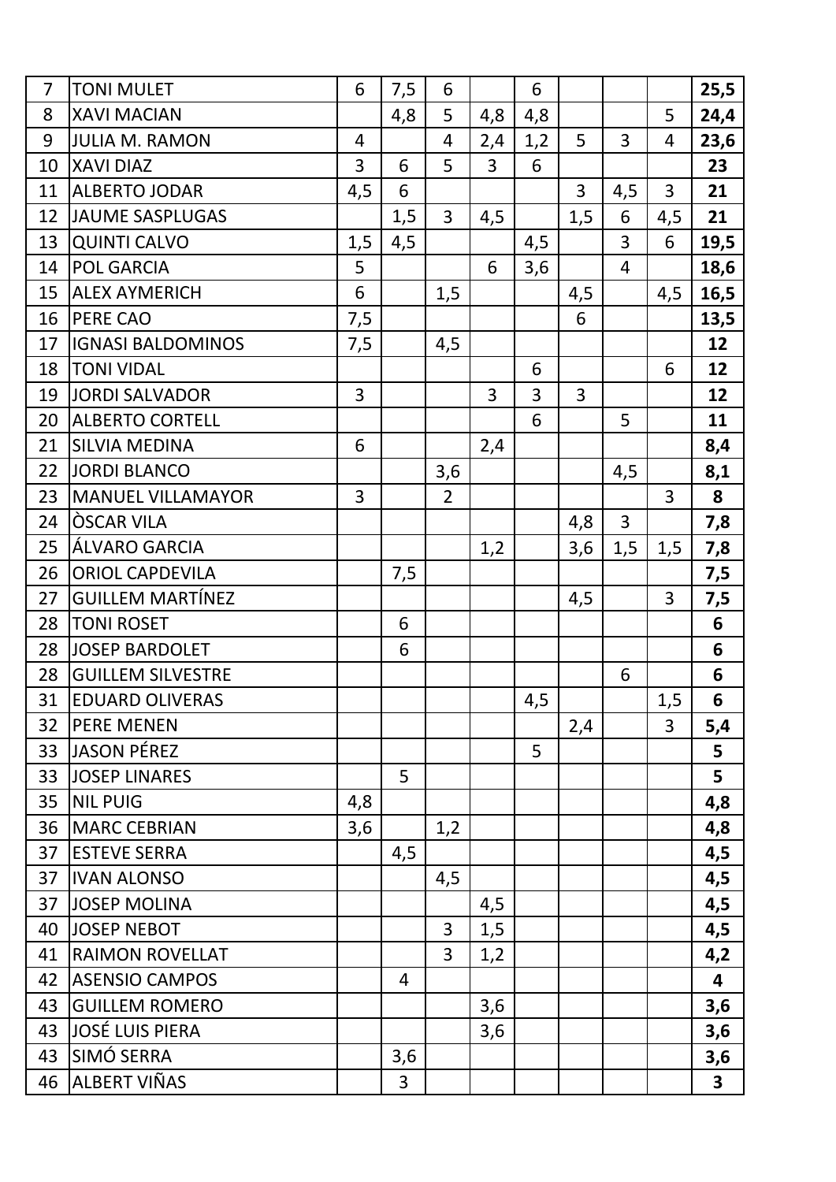| | | | | | | | | | | |
|---|---|---|---|---|---|---|---|---|---|---|
| 7 | TONI MULET | 6 | 7,5 | 6 | | 6 | | | | **25,5** |
| 8 | XAVI MACIAN | | 4,8 | 5 | 4,8 | 4,8 | | | 5 | **24,4** |
| 9 | JULIA M. RAMON | 4 | | 4 | 2,4 | 1,2 | 5 | 3 | 4 | **23,6** |
| 10 | XAVI DIAZ | 3 | 6 | 5 | 3 | 6 | | | | **23** |
| 11 | ALBERTO JODAR | 4,5 | 6 | | | | 3 | 4,5 | 3 | **21** |
| 12 | JAUME SASPLUGAS | | 1,5 | 3 | 4,5 | | 1,5 | 6 | 4,5 | **21** |
| 13 | QUINTI CALVO | 1,5 | 4,5 | | | 4,5 | | 3 | 6 | **19,5** |
| 14 | POL GARCIA | 5 | | | 6 | 3,6 | | 4 | | **18,6** |
| 15 | ALEX AYMERICH | 6 | | 1,5 | | | 4,5 | | 4,5 | **16,5** |
| 16 | PERE CAO | 7,5 | | | | | 6 | | | **13,5** |
| 17 | IGNASI BALDOMINOS | 7,5 | | 4,5 | | | | | | **12** |
| 18 | TONI VIDAL | | | | | 6 | | | 6 | **12** |
| 19 | JORDI SALVADOR | 3 | | | 3 | 3 | 3 | | | **12** |
| 20 | ALBERTO CORTELL | | | | | 6 | | 5 | | **11** |
| 21 | SILVIA MEDINA | 6 | | | 2,4 | | | | | **8,4** |
| 22 | JORDI BLANCO | | | 3,6 | | | | 4,5 | | **8,1** |
| 23 | MANUEL VILLAMAYOR | 3 | | 2 | | | | | 3 | **8** |
| 24 | ÒSCAR VILA | | | | | | 4,8 | 3 | | **7,8** |
| 25 | ÁLVARO GARCIA | | | | 1,2 | | 3,6 | 1,5 | 1,5 | **7,8** |
| 26 | ORIOL CAPDEVILA | | 7,5 | | | | | | | **7,5** |
| 27 | GUILLEM MARTÍNEZ | | | | | | 4,5 | | 3 | **7,5** |
| 28 | TONI ROSET | | 6 | | | | | | | **6** |
| 28 | JOSEP BARDOLET | | 6 | | | | | | | **6** |
| 28 | GUILLEM SILVESTRE | | | | | | | 6 | | **6** |
| 31 | EDUARD OLIVERAS | | | | | 4,5 | | | 1,5 | **6** |
| 32 | PERE MENEN | | | | | | 2,4 | | 3 | **5,4** |
| 33 | JASON PÉREZ | | | | | 5 | | | | **5** |
| 33 | JOSEP LINARES | | 5 | | | | | | | **5** |
| 35 | NIL PUIG | 4,8 | | | | | | | | **4,8** |
| 36 | MARC CEBRIAN | 3,6 | | 1,2 | | | | | | **4,8** |
| 37 | ESTEVE SERRA | | 4,5 | | | | | | | **4,5** |
| 37 | IVAN ALONSO | | | 4,5 | | | | | | **4,5** |
| 37 | JOSEP MOLINA | | | | 4,5 | | | | | **4,5** |
| 40 | JOSEP NEBOT | | | 3 | 1,5 | | | | | **4,5** |
| 41 | RAIMON ROVELLAT | | | 3 | 1,2 | | | | | **4,2** |
| 42 | ASENSIO CAMPOS | | 4 | | | | | | | **4** |
| 43 | GUILLEM ROMERO | | | | 3,6 | | | | | **3,6** |
| 43 | JOSÉ LUIS PIERA | | | | 3,6 | | | | | **3,6** |
| 43 | SIMÓ SERRA | | 3,6 | | | | | | | **3,6** |
| 46 | ALBERT VIÑAS | | 3 | | | | | | | **3** |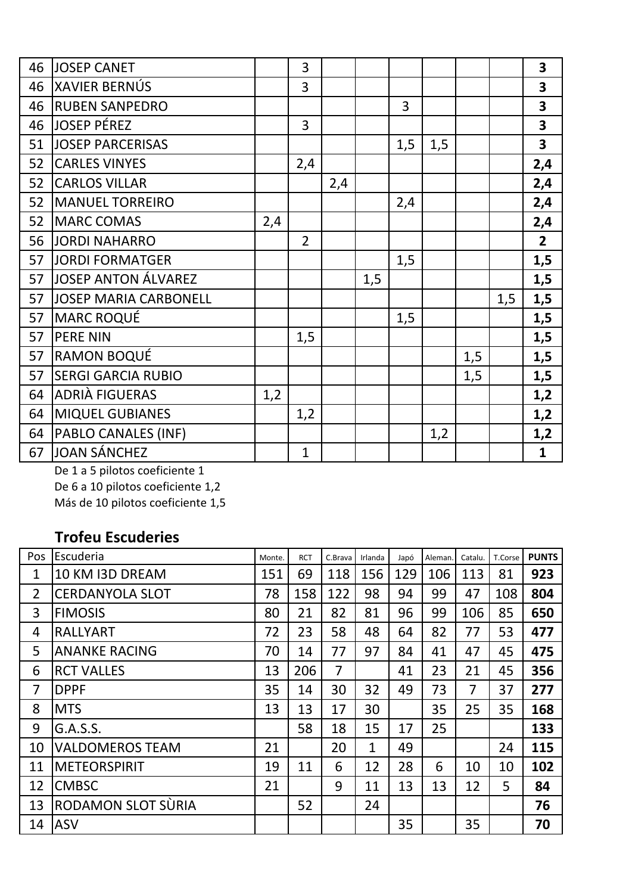| | | | | | | | | | | |
|---|---|---|---|---|---|---|---|---|---|---|
| 46 | JOSEP CANET | | 3 | | | | | | | **3** |
| 46 | XAVIER BERNÚS | | 3 | | | | | | | **3** |
| 46 | RUBEN SANPEDRO | | | | | 3 | | | | **3** |
| 46 | JOSEP PÉREZ | | 3 | | | | | | | **3** |
| 51 | JOSEP PARCERISAS | | | | | 1,5 | 1,5 | | | **3** |
| 52 | CARLES VINYES | | 2,4 | | | | | | | **2,4** |
| 52 | CARLOS VILLAR | | | 2,4 | | | | | | **2,4** |
| 52 | MANUEL TORREIRO | | | | | 2,4 | | | | **2,4** |
| 52 | MARC COMAS | 2,4 | | | | | | | | **2,4** |
| 56 | JORDI NAHARRO | | 2 | | | | | | | **2** |
| 57 | JORDI FORMATGER | | | | | 1,5 | | | | **1,5** |
| 57 | JOSEP ANTON ÁLVAREZ | | | | 1,5 | | | | | **1,5** |
| 57 | JOSEP MARIA CARBONELL | | | | | | | | 1,5 | **1,5** |
| 57 | MARC ROQUÉ | | | | | 1,5 | | | | **1,5** |
| 57 | PERE NIN | | 1,5 | | | | | | | **1,5** |
| 57 | RAMON BOQUÉ | | | | | | | 1,5 | | **1,5** |
| 57 | SERGI GARCIA RUBIO | | | | | | | 1,5 | | **1,5** |
| 64 | ADRIÀ FIGUERAS | 1,2 | | | | | | | | **1,2** |
| 64 | MIQUEL GUBIANES | | 1,2 | | | | | | | **1,2** |
| 64 | PABLO CANALES (INF) | | | | | | 1,2 | | | **1,2** |
| 67 | JOAN SÁNCHEZ | | 1 | | | | | | | **1** |

De 1 a 5 pilotos coeficiente 1
De 6 a 10 pilotos coeficiente 1,2
Más de 10 pilotos coeficiente 1,5

## Trofeu Escuderies

| Pos | Escuderia | Monte. | RCT | C.Brava | Irlanda | Japó | Aleman. | Catalu. | T.Corse | PUNTS |
|---|---|---|---|---|---|---|---|---|---|---|
| 1 | 10 KM I3D DREAM | 151 | 69 | 118 | 156 | 129 | 106 | 113 | 81 | **923** |
| 2 | CERDANYOLA SLOT | 78 | 158 | 122 | 98 | 94 | 99 | 47 | 108 | **804** |
| 3 | FIMOSIS | 80 | 21 | 82 | 81 | 96 | 99 | 106 | 85 | **650** |
| 4 | RALLYART | 72 | 23 | 58 | 48 | 64 | 82 | 77 | 53 | **477** |
| 5 | ANANKE RACING | 70 | 14 | 77 | 97 | 84 | 41 | 47 | 45 | **475** |
| 6 | RCT VALLES | 13 | 206 | 7 | | 41 | 23 | 21 | 45 | **356** |
| 7 | DPPF | 35 | 14 | 30 | 32 | 49 | 73 | 7 | 37 | **277** |
| 8 | MTS | 13 | 13 | 17 | 30 | | 35 | 25 | 35 | **168** |
| 9 | G.A.S.S. | | 58 | 18 | 15 | 17 | 25 | | | **133** |
| 10 | VALDOMEROS TEAM | 21 | | 20 | 1 | 49 | | | 24 | **115** |
| 11 | METEORSPIRIT | 19 | 11 | 6 | 12 | 28 | 6 | 10 | 10 | **102** |
| 12 | CMBSC | 21 | | 9 | 11 | 13 | 13 | 12 | 5 | **84** |
| 13 | RODAMON SLOT SÙRIA | | 52 | | 24 | | | | | **76** |
| 14 | ASV | | | | | 35 | | 35 | | **70** |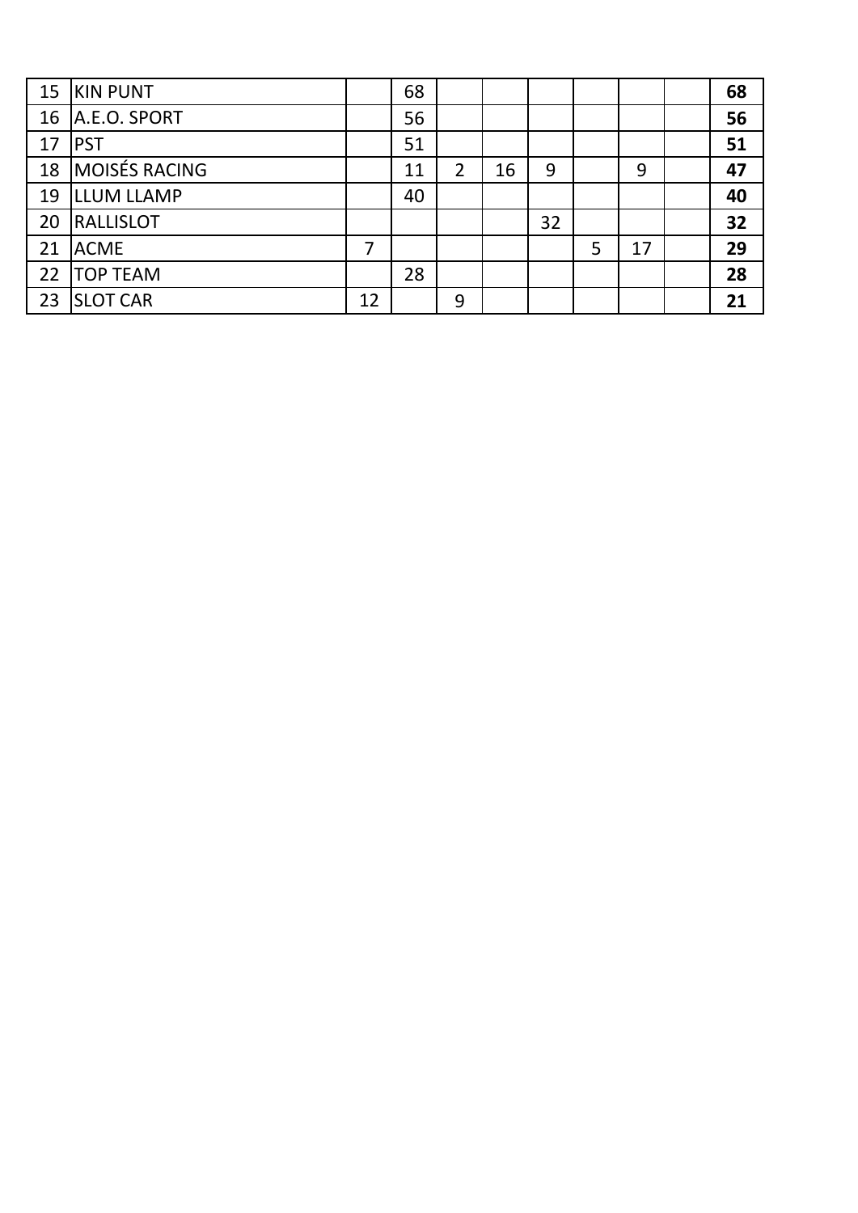| | | | | | | | | | | |
|---|---|---|---|---|---|---|---|---|---|---|
| 15 | KIN PUNT | | 68 | | | | | | | **68** |
| 16 | A.E.O. SPORT | | 56 | | | | | | | **56** |
| 17 | PST | | 51 | | | | | | | **51** |
| 18 | MOISÉS RACING | | 11 | 2 | 16 | 9 | | 9 | | **47** |
| 19 | LLUM LLAMP | | 40 | | | | | | | **40** |
| 20 | RALLISLOT | | | | | 32 | | | | **32** |
| 21 | ACME | 7 | | | | | 5 | 17 | | **29** |
| 22 | TOP TEAM | | 28 | | | | | | | **28** |
| 23 | SLOT CAR | 12 | | 9 | | | | | | **21** |